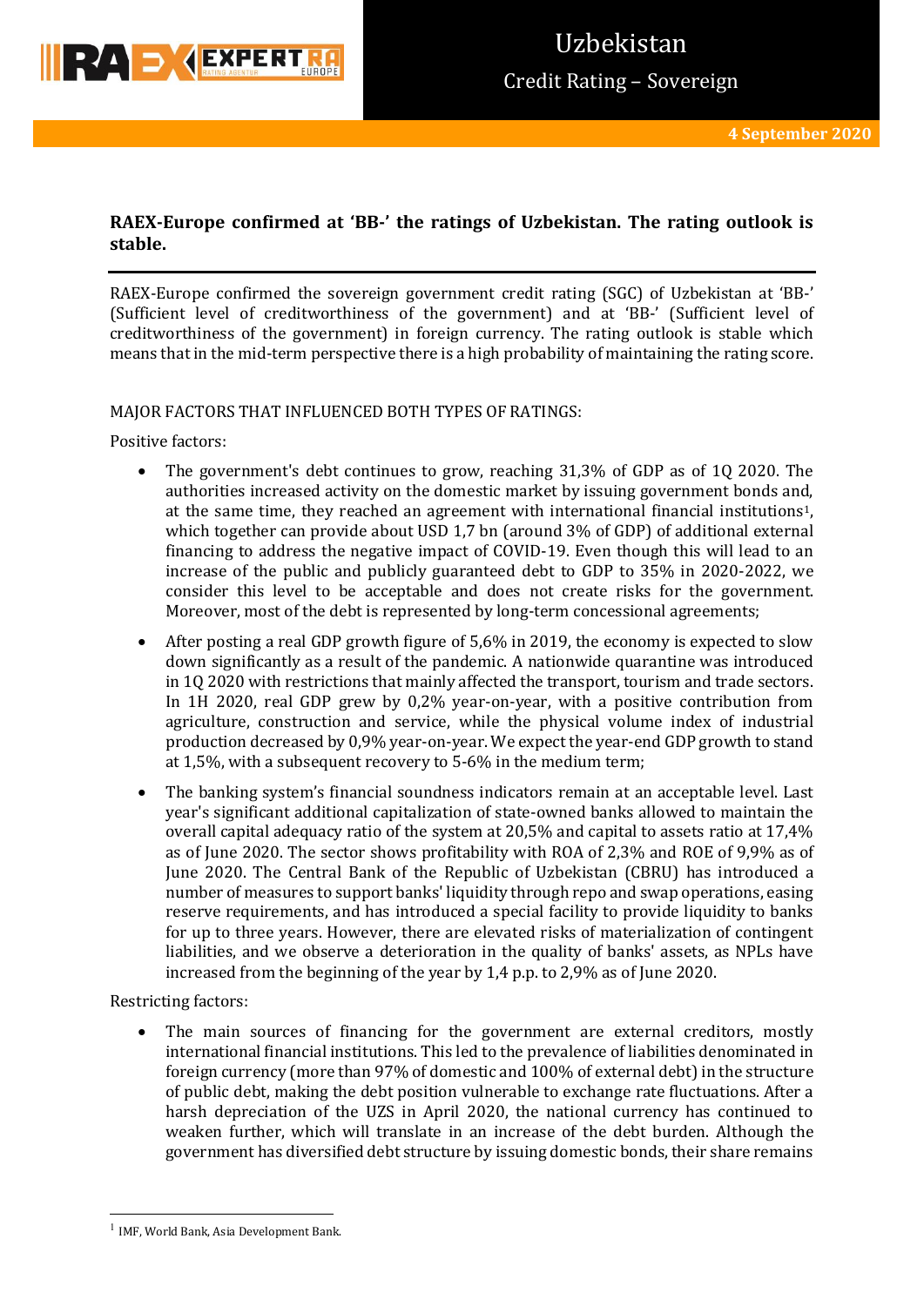# Uzbekistan

## Credit Rating – Sovereign

**4 September 2020**

**RAEX-Europe confirmed at 'BB-' the ratings of Uzbekistan. The rating outlook is stable.**

RAEX-Europe confirmed the sovereign government credit rating (SGC) of Uzbekistan at 'BB-' (Sufficient level of creditworthiness of the government) and at 'BB-' (Sufficient level of creditworthiness of the government) in foreign currency. The rating outlook is stable which means that in the mid-term perspective there is a high probability of maintaining the rating score.

MAJOR FACTORS THAT INFLUENCED BOTH TYPES OF RATINGS:

Positive factors:

- The government's debt continues to grow, reaching 31,3% of GDP as of 1Q 2020. The authorities increased activity on the domestic market by issuing government bonds and, at the same time, they reached an agreement with international financial institutions[1], which together can provide about USD 1,7 bn (around 3% of GDP) of additional external financing to address the negative impact of COVID-19. Even though this will lead to an increase of the public and publicly guaranteed debt to GDP to 35% in 2020-2022, we consider this level to be acceptable and does not create risks for the government. Moreover, most of the debt is represented by long-term concessional agreements;
- After posting a real GDP growth figure of 5,6% in 2019, the economy is expected to slow down significantly as a result of the pandemic. A nationwide quarantine was introduced in 1Q 2020 with restrictions that mainly affected the transport, tourism and trade sectors. In 1H 2020, real GDP grew by 0,2% year-on-year, with a positive contribution from agriculture, construction and service, while the physical volume index of industrial production decreased by 0,9% year-on-year. We expect the year-end GDP growth to stand at 1,5%, with a subsequent recovery to 5-6% in the medium term;
- The banking system's financial soundness indicators remain at an acceptable level. Last year's significant additional capitalization of state-owned banks allowed to maintain the overall capital adequacy ratio of the system at 20,5% and capital to assets ratio at 17,4% as of June 2020. The sector shows profitability with ROA of 2,3% and ROE of 9,9% as of June 2020. The Central Bank of the Republic of Uzbekistan (CBRU) has introduced a number of measures to support banks' liquidity through repo and swap operations, easing reserve requirements, and has introduced a special facility to provide liquidity to banks for up to three years. However, there are elevated risks of materialization of contingent liabilities, and we observe a deterioration in the quality of banks' assets, as NPLs have increased from the beginning of the year by 1,4 p.p. to 2,9% as of June 2020.

Restricting factors:

- The main sources of financing for the government are external creditors, mostly international financial institutions. This led to the prevalence of liabilities denominated in foreign currency (more than 97% of domestic and 100% of external debt) in the structure of public debt, making the debt position vulnerable to exchange rate fluctuations. After a harsh depreciation of the UZS in April 2020, the national currency has continued to weaken further, which will translate in an increase of the debt burden. Although the government has diversified debt structure by issuing domestic bonds, their share remains

[1] IMF, World Bank, Asia Development Bank.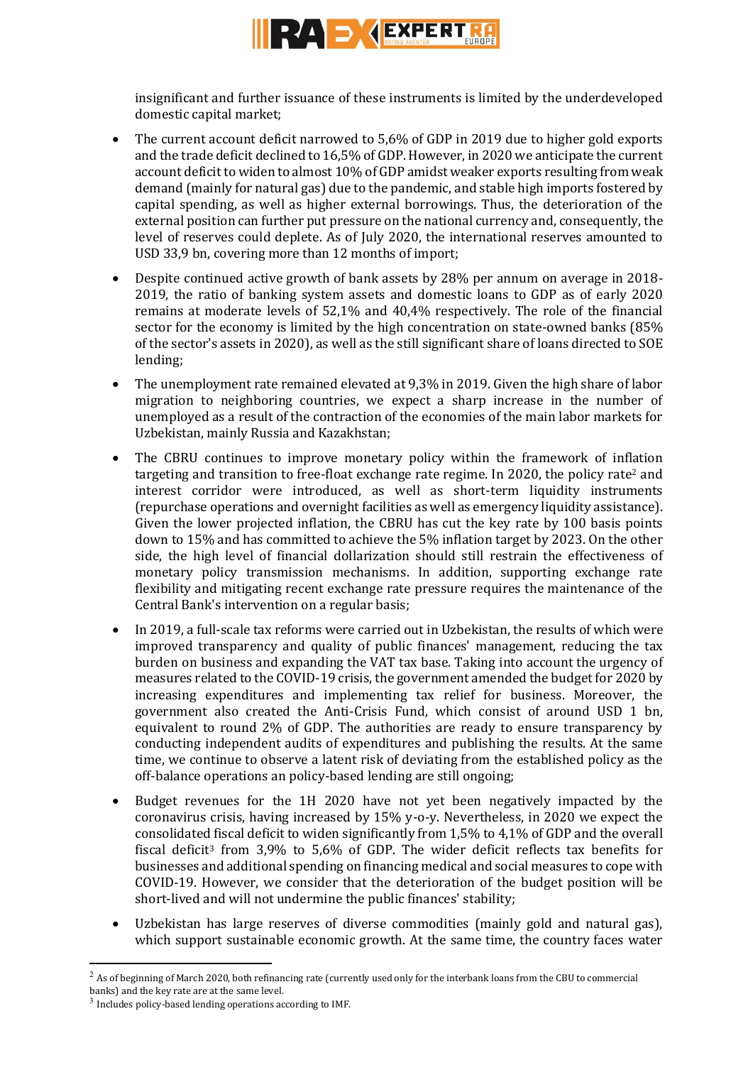insignificant and further issuance of these instruments is limited by the underdeveloped domestic capital market;

- The current account deficit narrowed to 5,6% of GDP in 2019 due to higher gold exports and the trade deficit declined to 16,5% of GDP. However, in 2020 we anticipate the current account deficit to widen to almost 10% of GDP amidst weaker exports resulting from weak demand (mainly for natural gas) due to the pandemic, and stable high imports fostered by capital spending, as well as higher external borrowings. Thus, the deterioration of the external position can further put pressure on the national currency and, consequently, the level of reserves could deplete. As of July 2020, the international reserves amounted to USD 33,9 bn, covering more than 12 months of import;
- Despite continued active growth of bank assets by 28% per annum on average in 2018-2019, the ratio of banking system assets and domestic loans to GDP as of early 2020 remains at moderate levels of 52,1% and 40,4% respectively. The role of the financial sector for the economy is limited by the high concentration on state-owned banks (85% of the sector's assets in 2020), as well as the still significant share of loans directed to SOE lending;
- The unemployment rate remained elevated at 9,3% in 2019. Given the high share of labor migration to neighboring countries, we expect a sharp increase in the number of unemployed as a result of the contraction of the economies of the main labor markets for Uzbekistan, mainly Russia and Kazakhstan;
- The CBRU continues to improve monetary policy within the framework of inflation targeting and transition to free-float exchange rate regime. In 2020, the policy rate[2] and interest corridor were introduced, as well as short-term liquidity instruments (repurchase operations and overnight facilities as well as emergency liquidity assistance). Given the lower projected inflation, the CBRU has cut the key rate by 100 basis points down to 15% and has committed to achieve the 5% inflation target by 2023. On the other side, the high level of financial dollarization should still restrain the effectiveness of monetary policy transmission mechanisms. In addition, supporting exchange rate flexibility and mitigating recent exchange rate pressure requires the maintenance of the Central Bank's intervention on a regular basis;
- In 2019, a full-scale tax reforms were carried out in Uzbekistan, the results of which were improved transparency and quality of public finances' management, reducing the tax burden on business and expanding the VAT tax base. Taking into account the urgency of measures related to the COVID-19 crisis, the government amended the budget for 2020 by increasing expenditures and implementing tax relief for business. Moreover, the government also created the Anti-Crisis Fund, which consist of around USD 1 bn, equivalent to round 2% of GDP. The authorities are ready to ensure transparency by conducting independent audits of expenditures and publishing the results. At the same time, we continue to observe a latent risk of deviating from the established policy as the off-balance operations an policy-based lending are still ongoing;
- Budget revenues for the 1H 2020 have not yet been negatively impacted by the coronavirus crisis, having increased by 15% y-o-y. Nevertheless, in 2020 we expect the consolidated fiscal deficit to widen significantly from 1,5% to 4,1% of GDP and the overall fiscal deficit[3] from 3,9% to 5,6% of GDP. The wider deficit reflects tax benefits for businesses and additional spending on financing medical and social measures to cope with COVID-19. However, we consider that the deterioration of the budget position will be short-lived and will not undermine the public finances' stability;
- Uzbekistan has large reserves of diverse commodities (mainly gold and natural gas), which support sustainable economic growth. At the same time, the country faces water

---

[2] As of beginning of March 2020, both refinancing rate (currently used only for the interbank loans from the CBU to commercial banks) and the key rate are at the same level.

[3] Includes policy-based lending operations according to IMF.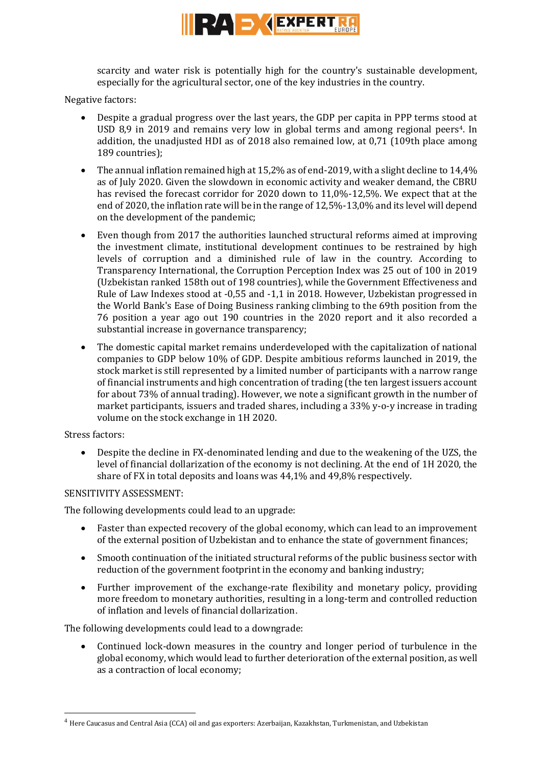scarcity and water risk is potentially high for the country's sustainable development, especially for the agricultural sector, one of the key industries in the country.

Negative factors:

- Despite a gradual progress over the last years, the GDP per capita in PPP terms stood at USD 8,9 in 2019 and remains very low in global terms and among regional peers[4]. In addition, the unadjusted HDI as of 2018 also remained low, at 0,71 (109th place among 189 countries);
- The annual inflation remained high at 15,2% as of end-2019, with a slight decline to 14,4% as of July 2020. Given the slowdown in economic activity and weaker demand, the CBRU has revised the forecast corridor for 2020 down to 11,0%-12,5%. We expect that at the end of 2020, the inflation rate will be in the range of 12,5%-13,0% and its level will depend on the development of the pandemic;
- Even though from 2017 the authorities launched structural reforms aimed at improving the investment climate, institutional development continues to be restrained by high levels of corruption and a diminished rule of law in the country. According to Transparency International, the Corruption Perception Index was 25 out of 100 in 2019 (Uzbekistan ranked 158th out of 198 countries), while the Government Effectiveness and Rule of Law Indexes stood at -0,55 and -1,1 in 2018. However, Uzbekistan progressed in the World Bank's Ease of Doing Business ranking climbing to the 69th position from the 76 position a year ago out 190 countries in the 2020 report and it also recorded a substantial increase in governance transparency;
- The domestic capital market remains underdeveloped with the capitalization of national companies to GDP below 10% of GDP. Despite ambitious reforms launched in 2019, the stock market is still represented by a limited number of participants with a narrow range of financial instruments and high concentration of trading (the ten largest issuers account for about 73% of annual trading). However, we note a significant growth in the number of market participants, issuers and traded shares, including a 33% y-o-y increase in trading volume on the stock exchange in 1H 2020.

Stress factors:

- Despite the decline in FX-denominated lending and due to the weakening of the UZS, the level of financial dollarization of the economy is not declining. At the end of 1H 2020, the share of FX in total deposits and loans was 44,1% and 49,8% respectively.

SENSITIVITY ASSESSMENT:

The following developments could lead to an upgrade:

- Faster than expected recovery of the global economy, which can lead to an improvement of the external position of Uzbekistan and to enhance the state of government finances;
- Smooth continuation of the initiated structural reforms of the public business sector with reduction of the government footprint in the economy and banking industry;
- Further improvement of the exchange-rate flexibility and monetary policy, providing more freedom to monetary authorities, resulting in a long-term and controlled reduction of inflation and levels of financial dollarization.

The following developments could lead to a downgrade:

- Continued lock-down measures in the country and longer period of turbulence in the global economy, which would lead to further deterioration of the external position, as well as a contraction of local economy;

[4] Here Caucasus and Central Asia (CCA) oil and gas exporters: Azerbaijan, Kazakhstan, Turkmenistan, and Uzbekistan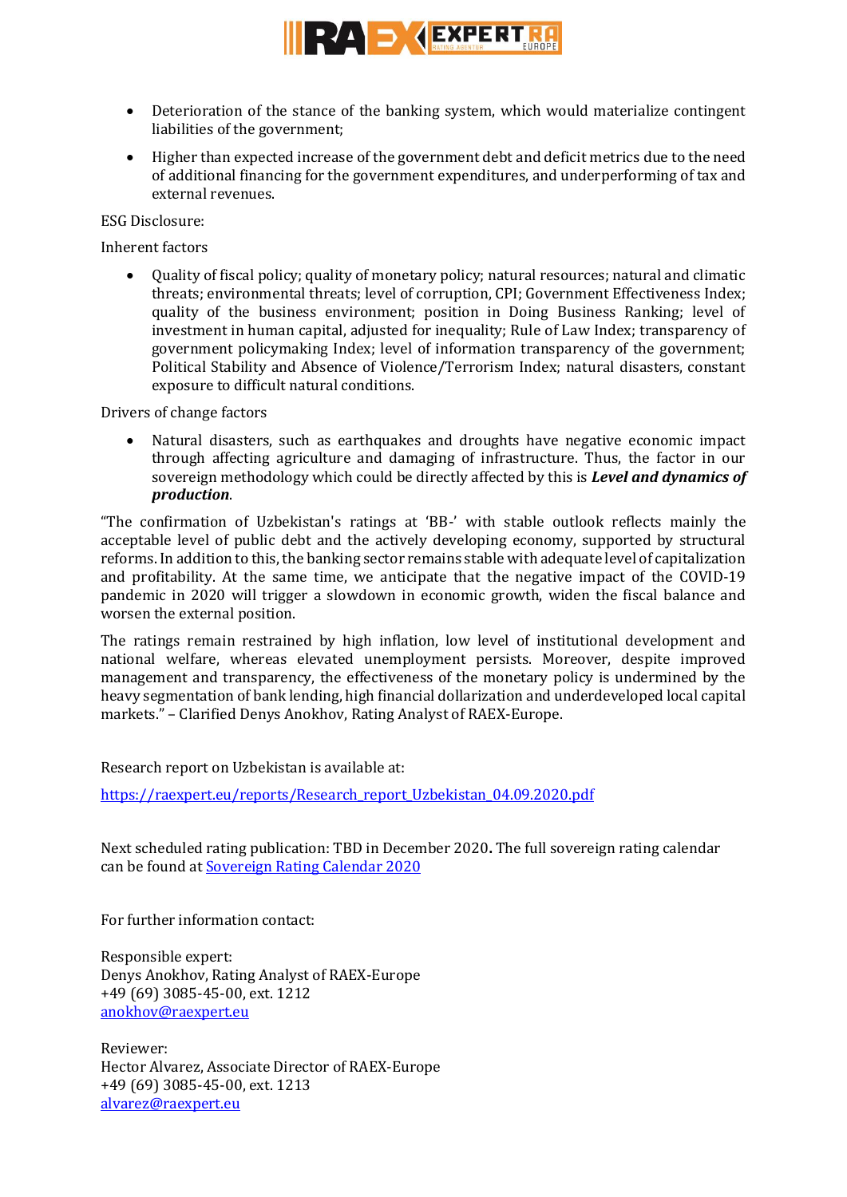- Deterioration of the stance of the banking system, which would materialize contingent liabilities of the government;
- Higher than expected increase of the government debt and deficit metrics due to the need of additional financing for the government expenditures, and underperforming of tax and external revenues.

ESG Disclosure:

Inherent factors

- Quality of fiscal policy; quality of monetary policy; natural resources; natural and climatic threats; environmental threats; level of corruption, CPI; Government Effectiveness Index; quality of the business environment; position in Doing Business Ranking; level of investment in human capital, adjusted for inequality; Rule of Law Index; transparency of government policymaking Index; level of information transparency of the government; Political Stability and Absence of Violence/Terrorism Index; natural disasters, constant exposure to difficult natural conditions.

Drivers of change factors

- Natural disasters, such as earthquakes and droughts have negative economic impact through affecting agriculture and damaging of infrastructure. Thus, the factor in our sovereign methodology which could be directly affected by this is ***Level and dynamics of production***.

"The confirmation of Uzbekistan's ratings at 'BB-' with stable outlook reflects mainly the acceptable level of public debt and the actively developing economy, supported by structural reforms. In addition to this, the banking sector remains stable with adequate level of capitalization and profitability. At the same time, we anticipate that the negative impact of the COVID-19 pandemic in 2020 will trigger a slowdown in economic growth, widen the fiscal balance and worsen the external position.

The ratings remain restrained by high inflation, low level of institutional development and national welfare, whereas elevated unemployment persists. Moreover, despite improved management and transparency, the effectiveness of the monetary policy is undermined by the heavy segmentation of bank lending, high financial dollarization and underdeveloped local capital markets." – Clarified Denys Anokhov, Rating Analyst of RAEX-Europe.

Research report on Uzbekistan is available at:

[https://raexpert.eu/reports/Research_report_Uzbekistan_04.09.2020.pdf](https://raexpert.eu/reports/Research_report_Uzbekistan_04.09.2020.pdf)

Next scheduled rating publication: TBD in December 2020**.** The full sovereign rating calendar can be found at [Sovereign Rating Calendar 2020]()

For further information contact:

Responsible expert:
Denys Anokhov, Rating Analyst of RAEX-Europe
+49 (69) 3085-45-00, ext. 1212
[anokhov@raexpert.eu](mailto:anokhov@raexpert.eu)

Reviewer:
Hector Alvarez, Associate Director of RAEX-Europe
+49 (69) 3085-45-00, ext. 1213
[alvarez@raexpert.eu](mailto:alvarez@raexpert.eu)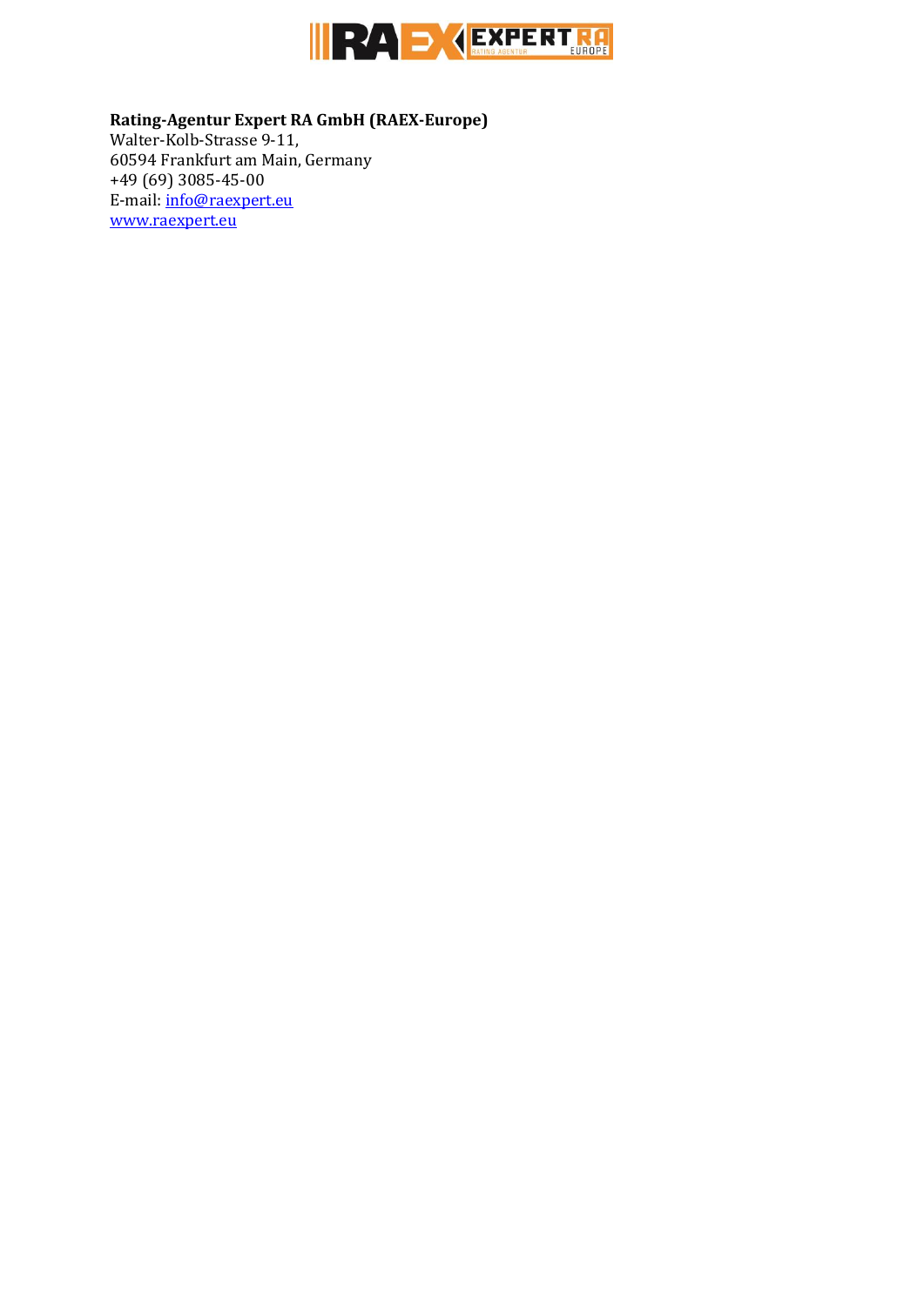**Rating-Agentur Expert RA GmbH (RAEX-Europe)**
Walter-Kolb-Strasse 9-11,
60594 Frankfurt am Main, Germany
+49 (69) 3085-45-00
E-mail: info@raexpert.eu
www.raexpert.eu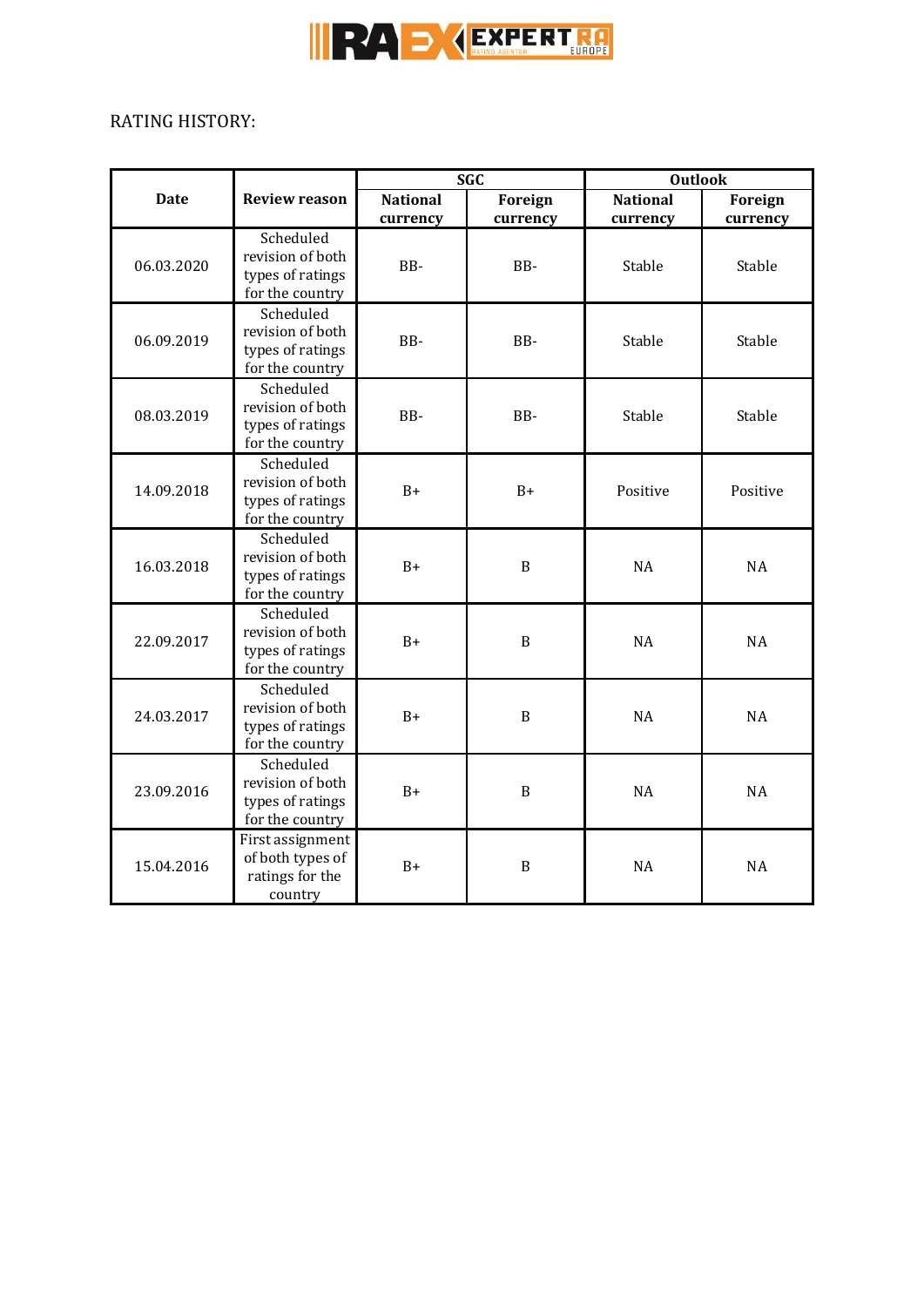RATING HISTORY:

| Date | Review reason | SGC | | Outlook | |
|---|---|---|---|---|---|
| | | National currency | Foreign currency | National currency | Foreign currency |
| 06.03.2020 | Scheduled revision of both types of ratings for the country | BB- | BB- | Stable | Stable |
| 06.09.2019 | Scheduled revision of both types of ratings for the country | BB- | BB- | Stable | Stable |
| 08.03.2019 | Scheduled revision of both types of ratings for the country | BB- | BB- | Stable | Stable |
| 14.09.2018 | Scheduled revision of both types of ratings for the country | B+ | B+ | Positive | Positive |
| 16.03.2018 | Scheduled revision of both types of ratings for the country | B+ | B | NA | NA |
| 22.09.2017 | Scheduled revision of both types of ratings for the country | B+ | B | NA | NA |
| 24.03.2017 | Scheduled revision of both types of ratings for the country | B+ | B | NA | NA |
| 23.09.2016 | Scheduled revision of both types of ratings for the country | B+ | B | NA | NA |
| 15.04.2016 | First assignment of both types of ratings for the country | B+ | B | NA | NA |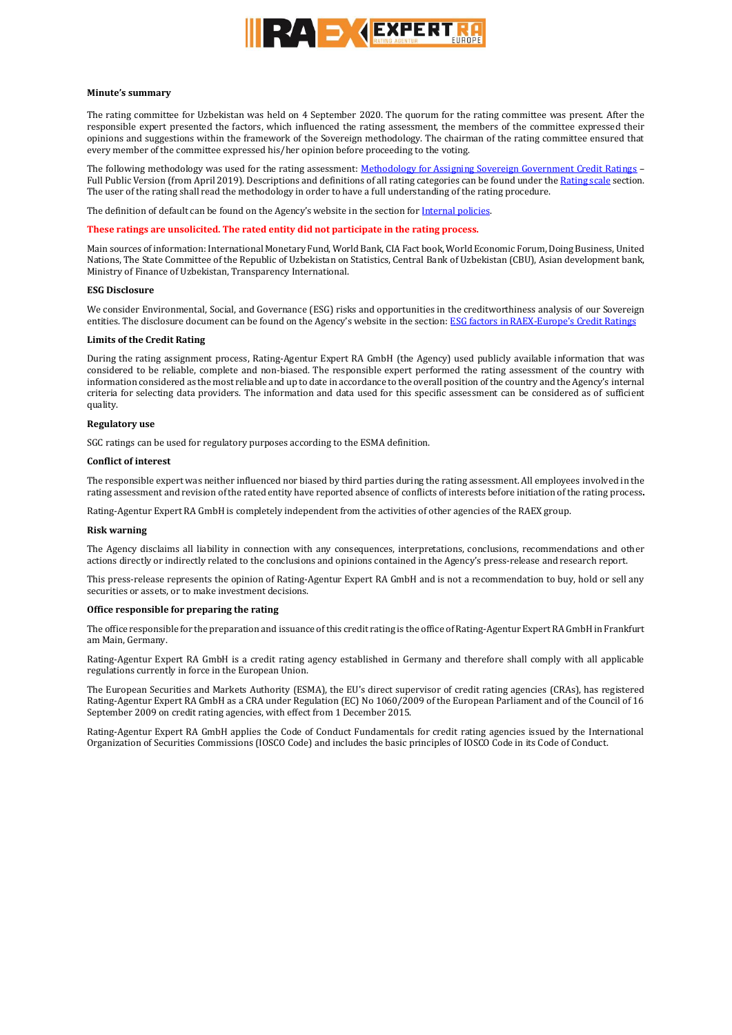**Minute's summary**

The rating committee for Uzbekistan was held on 4 September 2020. The quorum for the rating committee was present. After the responsible expert presented the factors, which influenced the rating assessment, the members of the committee expressed their opinions and suggestions within the framework of the Sovereign methodology. The chairman of the rating committee ensured that every member of the committee expressed his/her opinion before proceeding to the voting.

The following methodology was used for the rating assessment: Methodology for Assigning Sovereign Government Credit Ratings – Full Public Version (from April 2019). Descriptions and definitions of all rating categories can be found under the Rating scale section. The user of the rating shall read the methodology in order to have a full understanding of the rating procedure.

The definition of default can be found on the Agency's website in the section for Internal policies.

**These ratings are unsolicited. The rated entity did not participate in the rating process.**

Main sources of information: International Monetary Fund, World Bank, CIA Fact book, World Economic Forum, Doing Business, United Nations, The State Committee of the Republic of Uzbekistan on Statistics, Central Bank of Uzbekistan (CBU), Asian development bank, Ministry of Finance of Uzbekistan, Transparency International.

**ESG Disclosure**

We consider Environmental, Social, and Governance (ESG) risks and opportunities in the creditworthiness analysis of our Sovereign entities. The disclosure document can be found on the Agency's website in the section: ESG factors in RAEX-Europe's Credit Ratings

**Limits of the Credit Rating**

During the rating assignment process, Rating-Agentur Expert RA GmbH (the Agency) used publicly available information that was considered to be reliable, complete and non-biased. The responsible expert performed the rating assessment of the country with information considered as the most reliable and up to date in accordance to the overall position of the country and the Agency's internal criteria for selecting data providers. The information and data used for this specific assessment can be considered as of sufficient quality.

**Regulatory use**

SGC ratings can be used for regulatory purposes according to the ESMA definition.

**Conflict of interest**

The responsible expert was neither influenced nor biased by third parties during the rating assessment. All employees involved in the rating assessment and revision of the rated entity have reported absence of conflicts of interests before initiation of the rating process**.**

Rating-Agentur Expert RA GmbH is completely independent from the activities of other agencies of the RAEX group.

**Risk warning**

The Agency disclaims all liability in connection with any consequences, interpretations, conclusions, recommendations and other actions directly or indirectly related to the conclusions and opinions contained in the Agency's press-release and research report.

This press-release represents the opinion of Rating-Agentur Expert RA GmbH and is not a recommendation to buy, hold or sell any securities or assets, or to make investment decisions.

**Office responsible for preparing the rating**

The office responsible for the preparation and issuance of this credit rating is the office of Rating-Agentur Expert RA GmbH in Frankfurt am Main, Germany.

Rating-Agentur Expert RA GmbH is a credit rating agency established in Germany and therefore shall comply with all applicable regulations currently in force in the European Union.

The European Securities and Markets Authority (ESMA), the EU's direct supervisor of credit rating agencies (CRAs), has registered Rating-Agentur Expert RA GmbH as a CRA under Regulation (EC) No 1060/2009 of the European Parliament and of the Council of 16 September 2009 on credit rating agencies, with effect from 1 December 2015.

Rating-Agentur Expert RA GmbH applies the Code of Conduct Fundamentals for credit rating agencies issued by the International Organization of Securities Commissions (IOSCO Code) and includes the basic principles of IOSCO Code in its Code of Conduct.